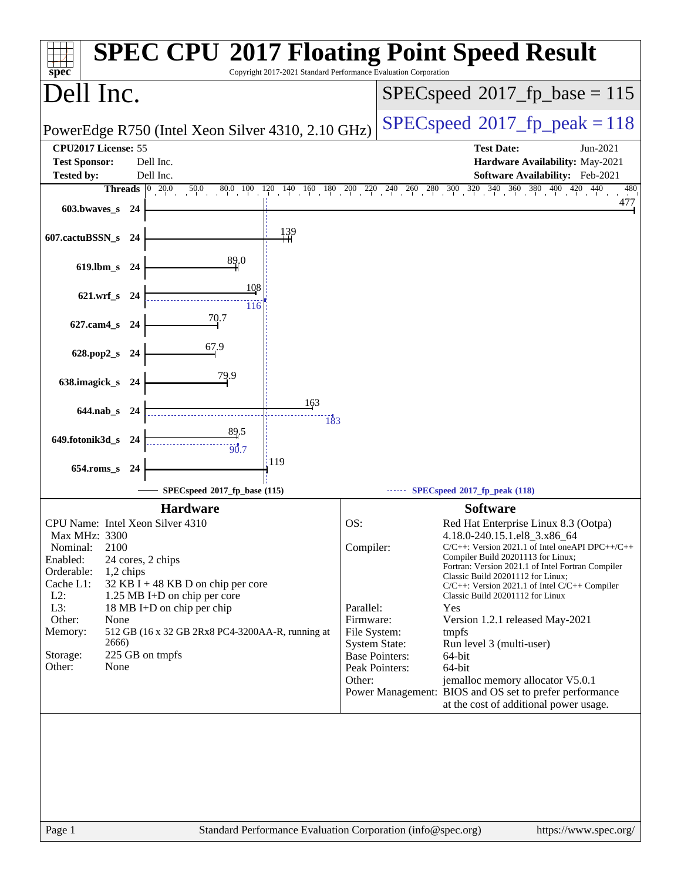# SPEC CPU 2017 Floating Point Speed Result

Copyright 2017-2021 Standard Performance Evaluation Corporation

## Dell Inc.

PowerEdge R750 (Intel Xeon Silver 4310, 2.10 GHz)

SPECspeed 2017_fp_base = 115

SPECspeed 2017_fp_peak = 118

| | | | |
|---|---|---|---|
| **CPU2017 License:** | 55 | **Test Date:** | Jun-2021 |
| **Test Sponsor:** | Dell Inc. | **Hardware Availability:** | May-2021 |
| **Tested by:** | Dell Inc. | **Software Availability:** | Feb-2021 |

| Benchmark | Threads | Base | Peak |
|---|---|---|---|
| 603.bwaves_s | 24 | 477 | |
| 607.cactuBSSN_s | 24 | 139 | |
| 619.lbm_s | 24 | 89.0 | |
| 621.wrf_s | 24 | 108 | 116 |
| 627.cam4_s | 24 | 70.7 | |
| 628.pop2_s | 24 | 67.9 | |
| 638.imagick_s | 24 | 79.9 | |
| 644.nab_s | 24 | 163 | 183 |
| 649.fotonik3d_s | 24 | 89.5 | 90.7 |
| 654.roms_s | 24 | 119 | |

SPECspeed 2017_fp_base (115) ------ SPECspeed 2017_fp_peak (118)

## Hardware

| | |
|---|---|
| CPU Name: | Intel Xeon Silver 4310 |
| Max MHz: | 3300 |
| Nominal: | 2100 |
| Enabled: | 24 cores, 2 chips |
| Orderable: | 1,2 chips |
| Cache L1: | 32 KB I + 48 KB D on chip per core |
| L2: | 1.25 MB I+D on chip per core |
| L3: | 18 MB I+D on chip per chip |
| Other: | None |
| Memory: | 512 GB (16 x 32 GB 2Rx8 PC4-3200AA-R, running at 2666) |
| Storage: | 225 GB on tmpfs |
| Other: | None |

## Software

| | |
|---|---|
| OS: | Red Hat Enterprise Linux 8.3 (Ootpa) 4.18.0-240.15.1.el8_3.x86_64 |
| Compiler: | C/C++: Version 2021.1 of Intel oneAPI DPC++/C++ Compiler Build 20201113 for Linux; Fortran: Version 2021.1 of Intel Fortran Compiler Classic Build 20201112 for Linux; C/C++: Version 2021.1 of Intel C/C++ Compiler Classic Build 20201112 for Linux |
| Parallel: | Yes |
| Firmware: | Version 1.2.1 released May-2021 |
| File System: | tmpfs |
| System State: | Run level 3 (multi-user) |
| Base Pointers: | 64-bit |
| Peak Pointers: | 64-bit |
| Other: | jemalloc memory allocator V5.0.1 |
| Power Management: | BIOS and OS set to prefer performance at the cost of additional power usage. |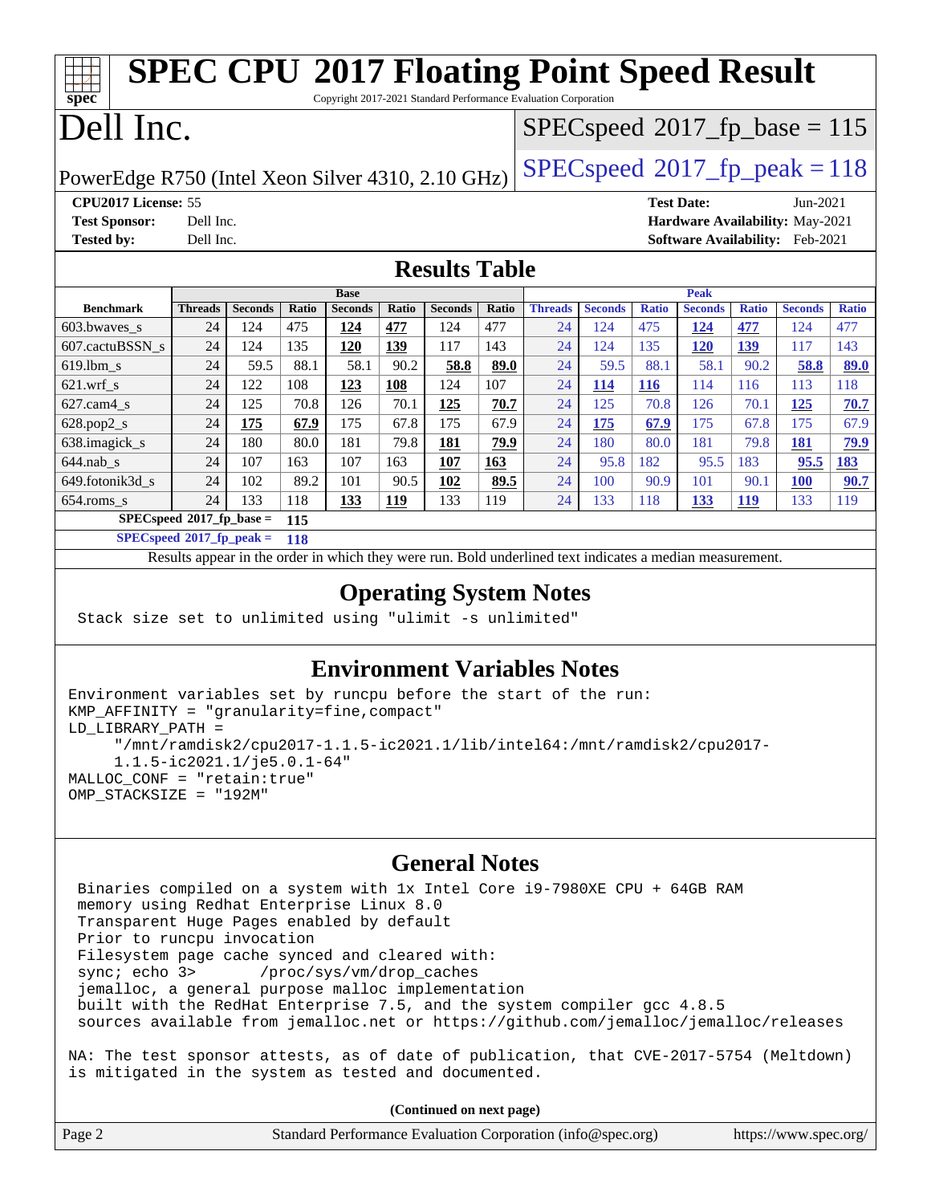# SPEC CPU 2017 Floating Point Speed Result

Copyright 2017-2021 Standard Performance Evaluation Corporation

# Dell Inc.

PowerEdge R750 (Intel Xeon Silver 4310, 2.10 GHz)

SPECspeed 2017_fp_base = 115

SPECspeed 2017_fp_peak = 118

**CPU2017 License:** 55
**Test Sponsor:** Dell Inc.
**Tested by:** Dell Inc.

**Test Date:** Jun-2021
**Hardware Availability:** May-2021
**Software Availability:** Feb-2021

## Results Table

| Benchmark | Base | | | | | | | Peak | | | | | | |
|---|---|---|---|---|---|---|---|---|---|---|---|---|---|---|
| | Threads | Seconds | Ratio | Seconds | Ratio | Seconds | Ratio | Threads | Seconds | Ratio | Seconds | Ratio | Seconds | Ratio |
| 603.bwaves_s | 24 | 124 | 475 | **124** | **477** | 124 | 477 | 24 | 124 | 475 | **124** | **477** | 124 | 477 |
| 607.cactuBSSN_s | 24 | 124 | 135 | **120** | **139** | 117 | 143 | 24 | 124 | 135 | **120** | **139** | 117 | 143 |
| 619.lbm_s | 24 | 59.5 | 88.1 | 58.1 | 90.2 | **58.8** | **89.0** | 24 | 59.5 | 88.1 | 58.1 | 90.2 | **58.8** | **89.0** |
| 621.wrf_s | 24 | 122 | 108 | **123** | **108** | 124 | 107 | 24 | **114** | **116** | 114 | 116 | 113 | 118 |
| 627.cam4_s | 24 | 125 | 70.8 | 126 | 70.1 | **125** | **70.7** | 24 | 125 | 70.8 | 126 | 70.1 | **125** | **70.7** |
| 628.pop2_s | 24 | **175** | **67.9** | 175 | 67.8 | 175 | 67.9 | 24 | **175** | **67.9** | 175 | 67.8 | 175 | 67.9 |
| 638.imagick_s | 24 | 180 | 80.0 | 181 | 79.8 | **181** | **79.9** | 24 | 180 | 80.0 | 181 | 79.8 | **181** | **79.9** |
| 644.nab_s | 24 | 107 | 163 | 107 | 163 | **107** | **163** | 24 | 95.8 | 182 | 95.5 | 183 | **95.5** | **183** |
| 649.fotonik3d_s | 24 | 102 | 89.2 | 101 | 90.5 | **102** | **89.5** | 24 | 100 | 90.9 | 101 | 90.1 | **100** | **90.7** |
| 654.roms_s | 24 | 133 | 118 | **133** | **119** | 133 | 119 | 24 | 133 | 118 | **133** | **119** | 133 | 119 |

**SPECspeed 2017_fp_base = 115**

**SPECspeed 2017_fp_peak = 118**

Results appear in the order in which they were run. Bold underlined text indicates a median measurement.

## Operating System Notes

```
Stack size set to unlimited using "ulimit -s unlimited"
```

## Environment Variables Notes

```
Environment variables set by runcpu before the start of the run:
KMP_AFFINITY = "granularity=fine,compact"
LD_LIBRARY_PATH =
     "/mnt/ramdisk2/cpu2017-1.1.5-ic2021.1/lib/intel64:/mnt/ramdisk2/cpu2017-
     1.1.5-ic2021.1/je5.0.1-64"
MALLOC_CONF = "retain:true"
OMP_STACKSIZE = "192M"
```

## General Notes

```
Binaries compiled on a system with 1x Intel Core i9-7980XE CPU + 64GB RAM
memory using Redhat Enterprise Linux 8.0
Transparent Huge Pages enabled by default
Prior to runcpu invocation
Filesystem page cache synced and cleared with:
sync; echo 3>       /proc/sys/vm/drop_caches
jemalloc, a general purpose malloc implementation
built with the RedHat Enterprise 7.5, and the system compiler gcc 4.8.5
sources available from jemalloc.net or https://github.com/jemalloc/jemalloc/releases

NA: The test sponsor attests, as of date of publication, that CVE-2017-5754 (Meltdown)
is mitigated in the system as tested and documented.
```

**(Continued on next page)**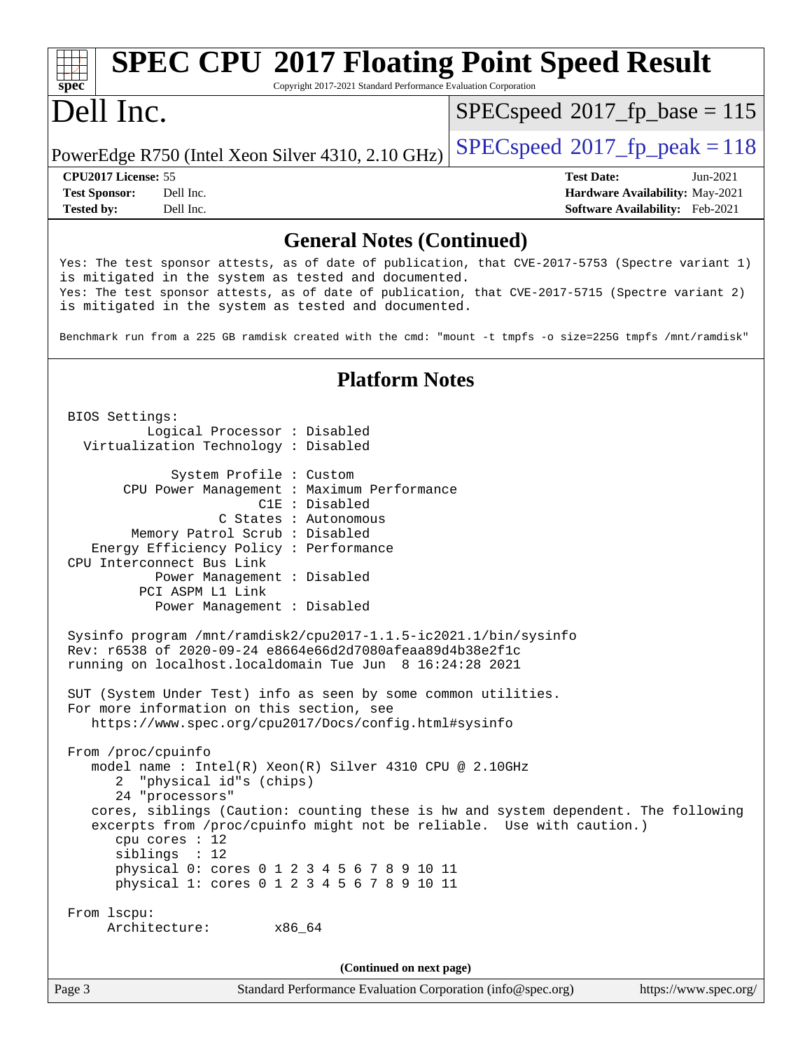# SPEC CPU 2017 Floating Point Speed Result

Copyright 2017-2021 Standard Performance Evaluation Corporation

# Dell Inc.

PowerEdge R750 (Intel Xeon Silver 4310, 2.10 GHz)

SPECspeed 2017_fp_base = 115

SPECspeed 2017_fp_peak = 118

**CPU2017 License:** 55
**Test Sponsor:** Dell Inc.
**Tested by:** Dell Inc.

**Test Date:** Jun-2021
**Hardware Availability:** May-2021
**Software Availability:** Feb-2021

## General Notes (Continued)

```
Yes: The test sponsor attests, as of date of publication, that CVE-2017-5753 (Spectre variant 1)
is mitigated in the system as tested and documented.
Yes: The test sponsor attests, as of date of publication, that CVE-2017-5715 (Spectre variant 2)
is mitigated in the system as tested and documented.

Benchmark run from a 225 GB ramdisk created with the cmd: "mount -t tmpfs -o size=225G tmpfs /mnt/ramdisk"
```

## Platform Notes

```
BIOS Settings:
        Logical Processor : Disabled
  Virtualization Technology : Disabled

           System Profile : Custom
     CPU Power Management : Maximum Performance
                      C1E : Disabled
                 C States : Autonomous
      Memory Patrol Scrub : Disabled
  Energy Efficiency Policy : Performance
CPU Interconnect Bus Link
         Power Management : Disabled
       PCI ASPM L1 Link
         Power Management : Disabled

Sysinfo program /mnt/ramdisk2/cpu2017-1.1.5-ic2021.1/bin/sysinfo
Rev: r6538 of 2020-09-24 e8664e66d2d7080afeaa89d4b38e2f1c
running on localhost.localdomain Tue Jun  8 16:24:28 2021

SUT (System Under Test) info as seen by some common utilities.
For more information on this section, see
   https://www.spec.org/cpu2017/Docs/config.html#sysinfo

From /proc/cpuinfo
   model name : Intel(R) Xeon(R) Silver 4310 CPU @ 2.10GHz
      2  "physical id"s (chips)
      24 "processors"
   cores, siblings (Caution: counting these is hw and system dependent. The following
   excerpts from /proc/cpuinfo might not be reliable.  Use with caution.)
      cpu cores : 12
      siblings  : 12
      physical 0: cores 0 1 2 3 4 5 6 7 8 9 10 11
      physical 1: cores 0 1 2 3 4 5 6 7 8 9 10 11

From lscpu:
     Architecture:        x86_64
```

(Continued on next page)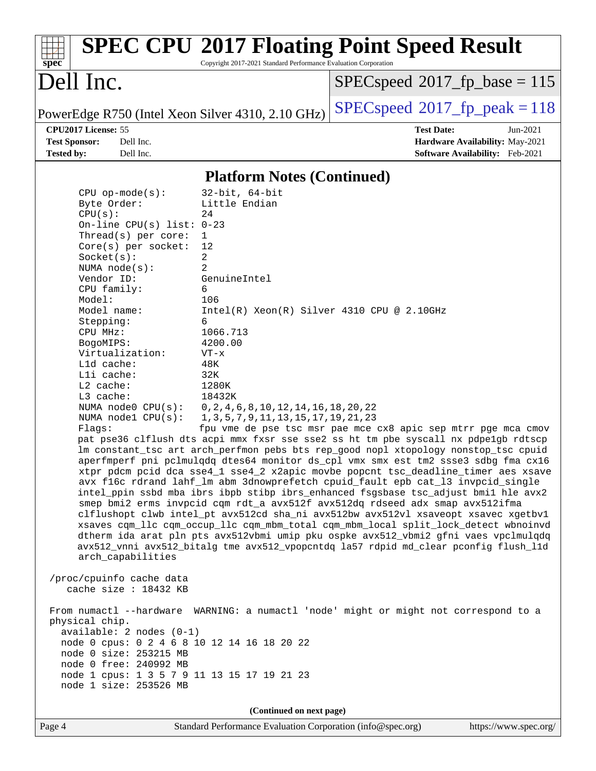# SPEC CPU 2017 Floating Point Speed Result

Copyright 2017-2021 Standard Performance Evaluation Corporation

## Dell Inc.

PowerEdge R750 (Intel Xeon Silver 4310, 2.10 GHz)

SPECspeed 2017_fp_base = 115

SPECspeed 2017_fp_peak = 118

**CPU2017 License:** 55
**Test Sponsor:** Dell Inc.
**Tested by:** Dell Inc.

**Test Date:** Jun-2021
**Hardware Availability:** May-2021
**Software Availability:** Feb-2021

### Platform Notes (Continued)

```
    CPU op-mode(s):       32-bit, 64-bit
    Byte Order:           Little Endian
    CPU(s):               24
    On-line CPU(s) list: 0-23
    Thread(s) per core:  1
    Core(s) per socket:  12
    Socket(s):           2
    NUMA node(s):        2
    Vendor ID:           GenuineIntel
    CPU family:          6
    Model:               106
    Model name:          Intel(R) Xeon(R) Silver 4310 CPU @ 2.10GHz
    Stepping:            6
    CPU MHz:             1066.713
    BogoMIPS:            4200.00
    Virtualization:      VT-x
    L1d cache:           48K
    L1i cache:           32K
    L2 cache:            1280K
    L3 cache:            18432K
    NUMA node0 CPU(s):   0,2,4,6,8,10,12,14,16,18,20,22
    NUMA node1 CPU(s):   1,3,5,7,9,11,13,15,17,19,21,23
    Flags:               fpu vme de pse tsc msr pae mce cx8 apic sep mtrr pge mca cmov
    pat pse36 clflush dts acpi mmx fxsr sse sse2 ss ht tm pbe syscall nx pdpe1gb rdtscp
    lm constant_tsc art arch_perfmon pebs bts rep_good nopl xtopology nonstop_tsc cpuid
    aperfmperf pni pclmulqdq dtes64 monitor ds_cpl vmx smx est tm2 ssse3 sdbg fma cx16
    xtpr pdcm pcid dca sse4_1 sse4_2 x2apic movbe popcnt tsc_deadline_timer aes xsave
    avx f16c rdrand lahf_lm abm 3dnowprefetch cpuid_fault epb cat_l3 invpcid_single
    intel_ppin ssbd mba ibrs ibpb stibp ibrs_enhanced fsgsbase tsc_adjust bmi1 hle avx2
    smep bmi2 erms invpcid cqm rdt_a avx512f avx512dq rdseed adx smap avx512ifma
    clflushopt clwb intel_pt avx512cd sha_ni avx512bw avx512vl xsaveopt xsavec xgetbv1
    xsaves cqm_llc cqm_occup_llc cqm_mbm_total cqm_mbm_local split_lock_detect wbnoinvd
    dtherm ida arat pln pts avx512vbmi umip pku ospke avx512_vbmi2 gfni vaes vpclmulqdq
    avx512_vnni avx512_bitalg tme avx512_vpopcntdq la57 rdpid md_clear pconfig flush_l1d
    arch_capabilities

 /proc/cpuinfo cache data
    cache size : 18432 KB

 From numactl --hardware  WARNING: a numactl 'node' might or might not correspond to a
 physical chip.
   available: 2 nodes (0-1)
   node 0 cpus: 0 2 4 6 8 10 12 14 16 18 20 22
   node 0 size: 253215 MB
   node 0 free: 240992 MB
   node 1 cpus: 1 3 5 7 9 11 13 15 17 19 21 23
   node 1 size: 253526 MB
```

(Continued on next page)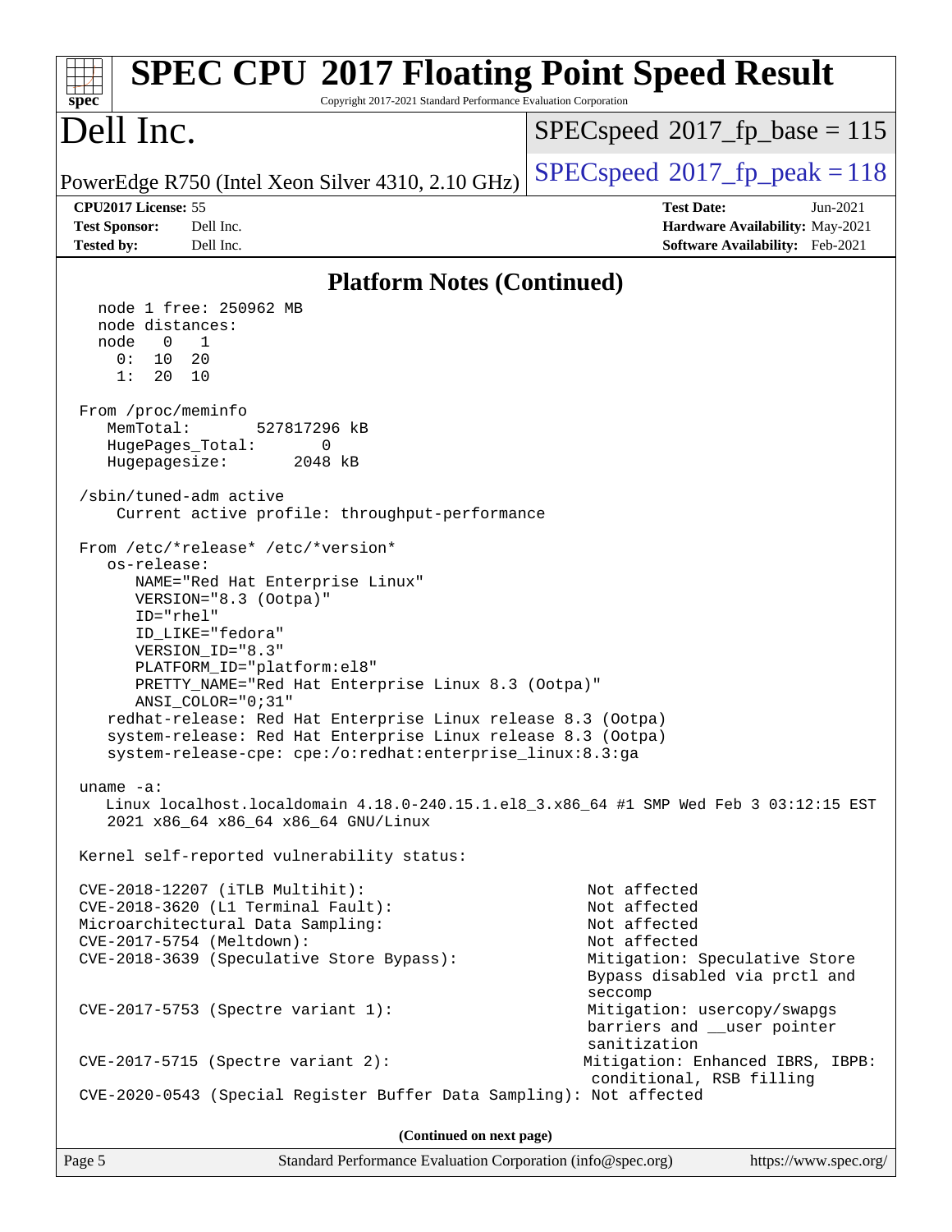## Platform Notes (Continued)

```
  node 1 free: 250962 MB
  node distances:
  node   0   1
    0:  10  20
    1:  20  10

From /proc/meminfo
   MemTotal:       527817296 kB
   HugePages_Total:       0
   Hugepagesize:       2048 kB

/sbin/tuned-adm active
    Current active profile: throughput-performance

From /etc/*release* /etc/*version*
   os-release:
      NAME="Red Hat Enterprise Linux"
      VERSION="8.3 (Ootpa)"
      ID="rhel"
      ID_LIKE="fedora"
      VERSION_ID="8.3"
      PLATFORM_ID="platform:el8"
      PRETTY_NAME="Red Hat Enterprise Linux 8.3 (Ootpa)"
      ANSI_COLOR="0;31"
   redhat-release: Red Hat Enterprise Linux release 8.3 (Ootpa)
   system-release: Red Hat Enterprise Linux release 8.3 (Ootpa)
   system-release-cpe: cpe:/o:redhat:enterprise_linux:8.3:ga

uname -a:
   Linux localhost.localdomain 4.18.0-240.15.1.el8_3.x86_64 #1 SMP Wed Feb 3 03:12:15 EST
   2021 x86_64 x86_64 x86_64 GNU/Linux

Kernel self-reported vulnerability status:

CVE-2018-12207 (iTLB Multihit):                              Not affected
CVE-2018-3620 (L1 Terminal Fault):                           Not affected
Microarchitectural Data Sampling:                            Not affected
CVE-2017-5754 (Meltdown):                                    Not affected
CVE-2018-3639 (Speculative Store Bypass):                    Mitigation: Speculative Store
                                                             Bypass disabled via prctl and
                                                             seccomp
CVE-2017-5753 (Spectre variant 1):                           Mitigation: usercopy/swapgs
                                                             barriers and __user pointer
                                                             sanitization
CVE-2017-5715 (Spectre variant 2):                          Mitigation: Enhanced IBRS, IBPB:
                                                             conditional, RSB filling
CVE-2020-0543 (Special Register Buffer Data Sampling): Not affected
```

(Continued on next page)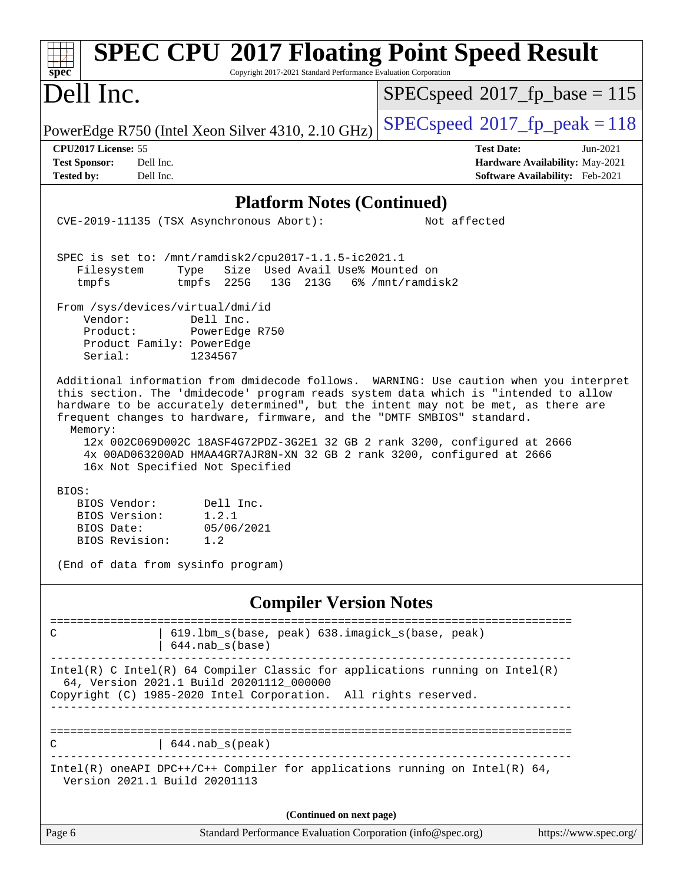## Platform Notes (Continued)

```
CVE-2019-11135 (TSX Asynchronous Abort):                Not affected


SPEC is set to: /mnt/ramdisk2/cpu2017-1.1.5-ic2021.1
   Filesystem     Type   Size  Used Avail Use% Mounted on
   tmpfs          tmpfs  225G   13G  213G   6% /mnt/ramdisk2

From /sys/devices/virtual/dmi/id
    Vendor:         Dell Inc.
    Product:        PowerEdge R750
    Product Family: PowerEdge
    Serial:         1234567

Additional information from dmidecode follows.  WARNING: Use caution when you interpret
this section. The 'dmidecode' program reads system data which is "intended to allow
hardware to be accurately determined", but the intent may not be met, as there are
frequent changes to hardware, firmware, and the "DMTF SMBIOS" standard.
  Memory:
    12x 002C069D002C 18ASF4G72PDZ-3G2E1 32 GB 2 rank 3200, configured at 2666
    4x 00AD063200AD HMAA4GR7AJR8N-XN 32 GB 2 rank 3200, configured at 2666
    16x Not Specified Not Specified

BIOS:
   BIOS Vendor:       Dell Inc.
   BIOS Version:      1.2.1
   BIOS Date:         05/06/2021
   BIOS Revision:     1.2

(End of data from sysinfo program)
```

## Compiler Version Notes

```
==============================================================================
C               | 619.lbm_s(base, peak) 638.imagick_s(base, peak)
                | 644.nab_s(base)
------------------------------------------------------------------------------
Intel(R) C Intel(R) 64 Compiler Classic for applications running on Intel(R)
  64, Version 2021.1 Build 20201112_000000
Copyright (C) 1985-2020 Intel Corporation.  All rights reserved.
------------------------------------------------------------------------------

==============================================================================
C               | 644.nab_s(peak)
------------------------------------------------------------------------------
Intel(R) oneAPI DPC++/C++ Compiler for applications running on Intel(R) 64,
  Version 2021.1 Build 20201113
```

**(Continued on next page)**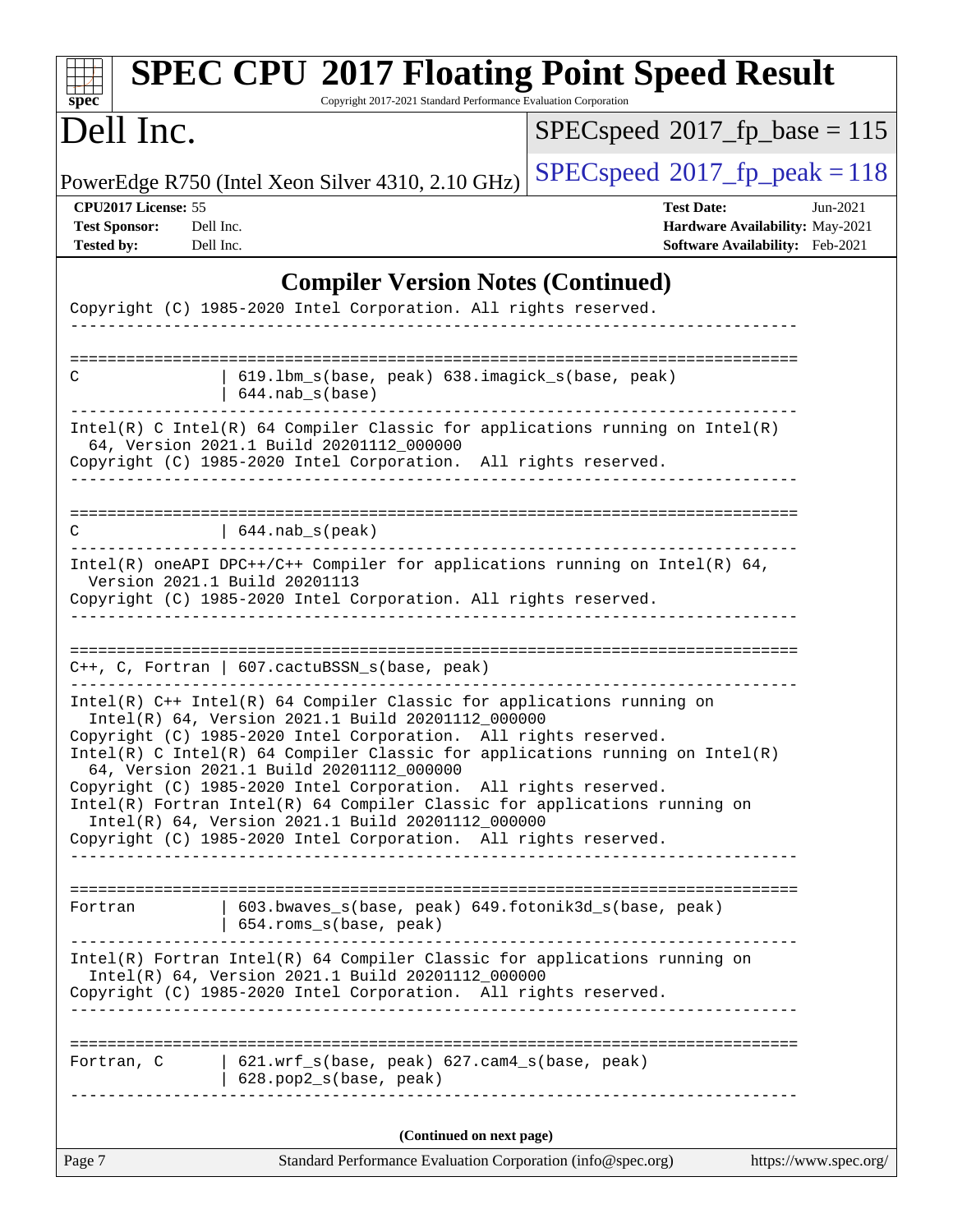## Compiler Version Notes (Continued)

```
Copyright (C) 1985-2020 Intel Corporation. All rights reserved.
------------------------------------------------------------------------------

==============================================================================
C              | 619.lbm_s(base, peak) 638.imagick_s(base, peak)
               | 644.nab_s(base)
------------------------------------------------------------------------------
Intel(R) C Intel(R) 64 Compiler Classic for applications running on Intel(R)
  64, Version 2021.1 Build 20201112_000000
Copyright (C) 1985-2020 Intel Corporation.  All rights reserved.
------------------------------------------------------------------------------

==============================================================================
C              | 644.nab_s(peak)
------------------------------------------------------------------------------
Intel(R) oneAPI DPC++/C++ Compiler for applications running on Intel(R) 64,
  Version 2021.1 Build 20201113
Copyright (C) 1985-2020 Intel Corporation. All rights reserved.
------------------------------------------------------------------------------

==============================================================================
C++, C, Fortran | 607.cactuBSSN_s(base, peak)
------------------------------------------------------------------------------
Intel(R) C++ Intel(R) 64 Compiler Classic for applications running on
  Intel(R) 64, Version 2021.1 Build 20201112_000000
Copyright (C) 1985-2020 Intel Corporation.  All rights reserved.
Intel(R) C Intel(R) 64 Compiler Classic for applications running on Intel(R)
  64, Version 2021.1 Build 20201112_000000
Copyright (C) 1985-2020 Intel Corporation.  All rights reserved.
Intel(R) Fortran Intel(R) 64 Compiler Classic for applications running on
  Intel(R) 64, Version 2021.1 Build 20201112_000000
Copyright (C) 1985-2020 Intel Corporation.  All rights reserved.
------------------------------------------------------------------------------

==============================================================================
Fortran        | 603.bwaves_s(base, peak) 649.fotonik3d_s(base, peak)
               | 654.roms_s(base, peak)
------------------------------------------------------------------------------
Intel(R) Fortran Intel(R) 64 Compiler Classic for applications running on
  Intel(R) 64, Version 2021.1 Build 20201112_000000
Copyright (C) 1985-2020 Intel Corporation.  All rights reserved.
------------------------------------------------------------------------------

==============================================================================
Fortran, C     | 621.wrf_s(base, peak) 627.cam4_s(base, peak)
               | 628.pop2_s(base, peak)
------------------------------------------------------------------------------
```

(Continued on next page)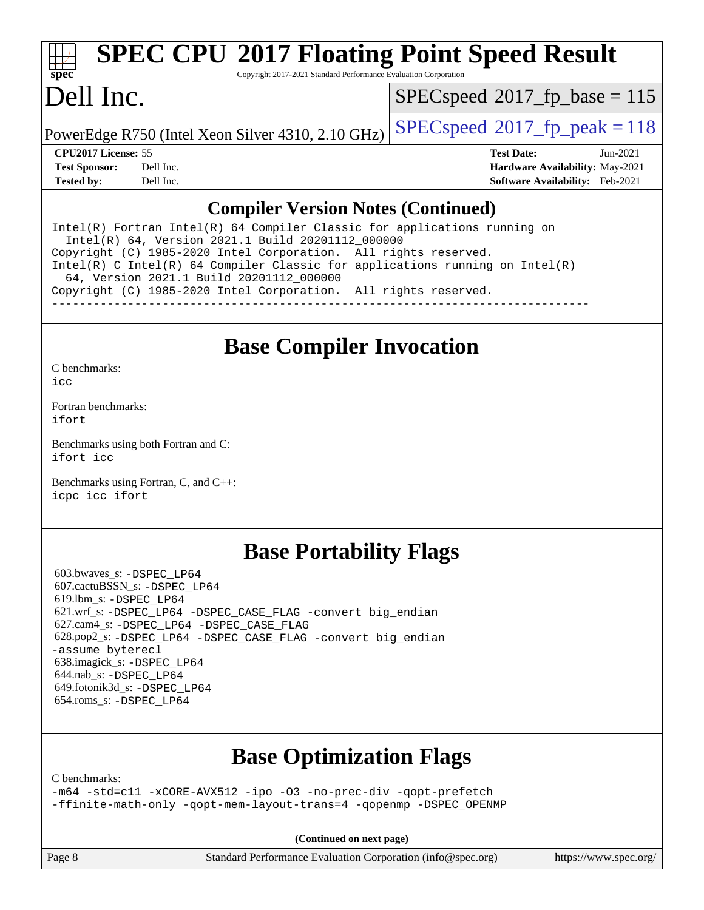## Compiler Version Notes (Continued)

```
Intel(R) Fortran Intel(R) 64 Compiler Classic for applications running on
  Intel(R) 64, Version 2021.1 Build 20201112_000000
Copyright (C) 1985-2020 Intel Corporation.  All rights reserved.
Intel(R) C Intel(R) 64 Compiler Classic for applications running on Intel(R)
  64, Version 2021.1 Build 20201112_000000
Copyright (C) 1985-2020 Intel Corporation.  All rights reserved.
------------------------------------------------------------------------------
```

## Base Compiler Invocation

C benchmarks:
icc

Fortran benchmarks:
ifort

Benchmarks using both Fortran and C:
ifort icc

Benchmarks using Fortran, C, and C++:
icpc icc ifort

## Base Portability Flags

603.bwaves_s: -DSPEC_LP64
607.cactuBSSN_s: -DSPEC_LP64
619.lbm_s: -DSPEC_LP64
621.wrf_s: -DSPEC_LP64 -DSPEC_CASE_FLAG -convert big_endian
627.cam4_s: -DSPEC_LP64 -DSPEC_CASE_FLAG
628.pop2_s: -DSPEC_LP64 -DSPEC_CASE_FLAG -convert big_endian -assume byterecl
638.imagick_s: -DSPEC_LP64
644.nab_s: -DSPEC_LP64
649.fotonik3d_s: -DSPEC_LP64
654.roms_s: -DSPEC_LP64

## Base Optimization Flags

C benchmarks:
-m64 -std=c11 -xCORE-AVX512 -ipo -O3 -no-prec-div -qopt-prefetch
-ffinite-math-only -qopt-mem-layout-trans=4 -qopenmp -DSPEC_OPENMP

**(Continued on next page)**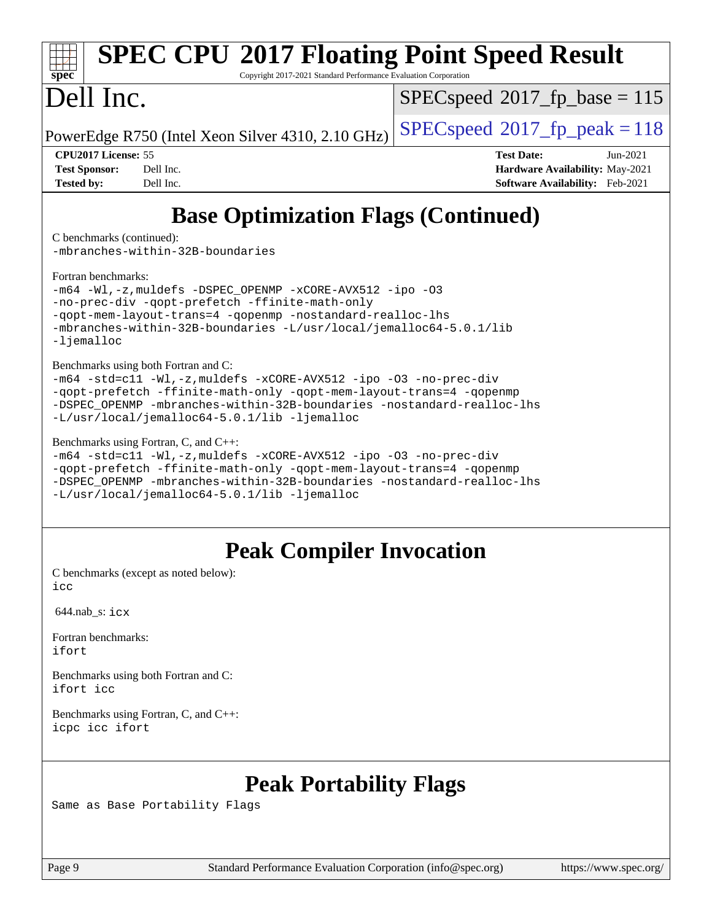# Base Optimization Flags (Continued)

C benchmarks (continued):
-mbranches-within-32B-boundaries

Fortran benchmarks:
-m64 -Wl,-z,muldefs -DSPEC_OPENMP -xCORE-AVX512 -ipo -O3
-no-prec-div -qopt-prefetch -ffinite-math-only
-qopt-mem-layout-trans=4 -qopenmp -nostandard-realloc-lhs
-mbranches-within-32B-boundaries -L/usr/local/jemalloc64-5.0.1/lib
-ljemalloc

Benchmarks using both Fortran and C:
-m64 -std=c11 -Wl,-z,muldefs -xCORE-AVX512 -ipo -O3 -no-prec-div
-qopt-prefetch -ffinite-math-only -qopt-mem-layout-trans=4 -qopenmp
-DSPEC_OPENMP -mbranches-within-32B-boundaries -nostandard-realloc-lhs
-L/usr/local/jemalloc64-5.0.1/lib -ljemalloc

Benchmarks using Fortran, C, and C++:
-m64 -std=c11 -Wl,-z,muldefs -xCORE-AVX512 -ipo -O3 -no-prec-div
-qopt-prefetch -ffinite-math-only -qopt-mem-layout-trans=4 -qopenmp
-DSPEC_OPENMP -mbranches-within-32B-boundaries -nostandard-realloc-lhs
-L/usr/local/jemalloc64-5.0.1/lib -ljemalloc

# Peak Compiler Invocation

C benchmarks (except as noted below):
icc

644.nab_s: icx

Fortran benchmarks:
ifort

Benchmarks using both Fortran and C:
ifort icc

Benchmarks using Fortran, C, and C++:
icpc icc ifort

# Peak Portability Flags

Same as Base Portability Flags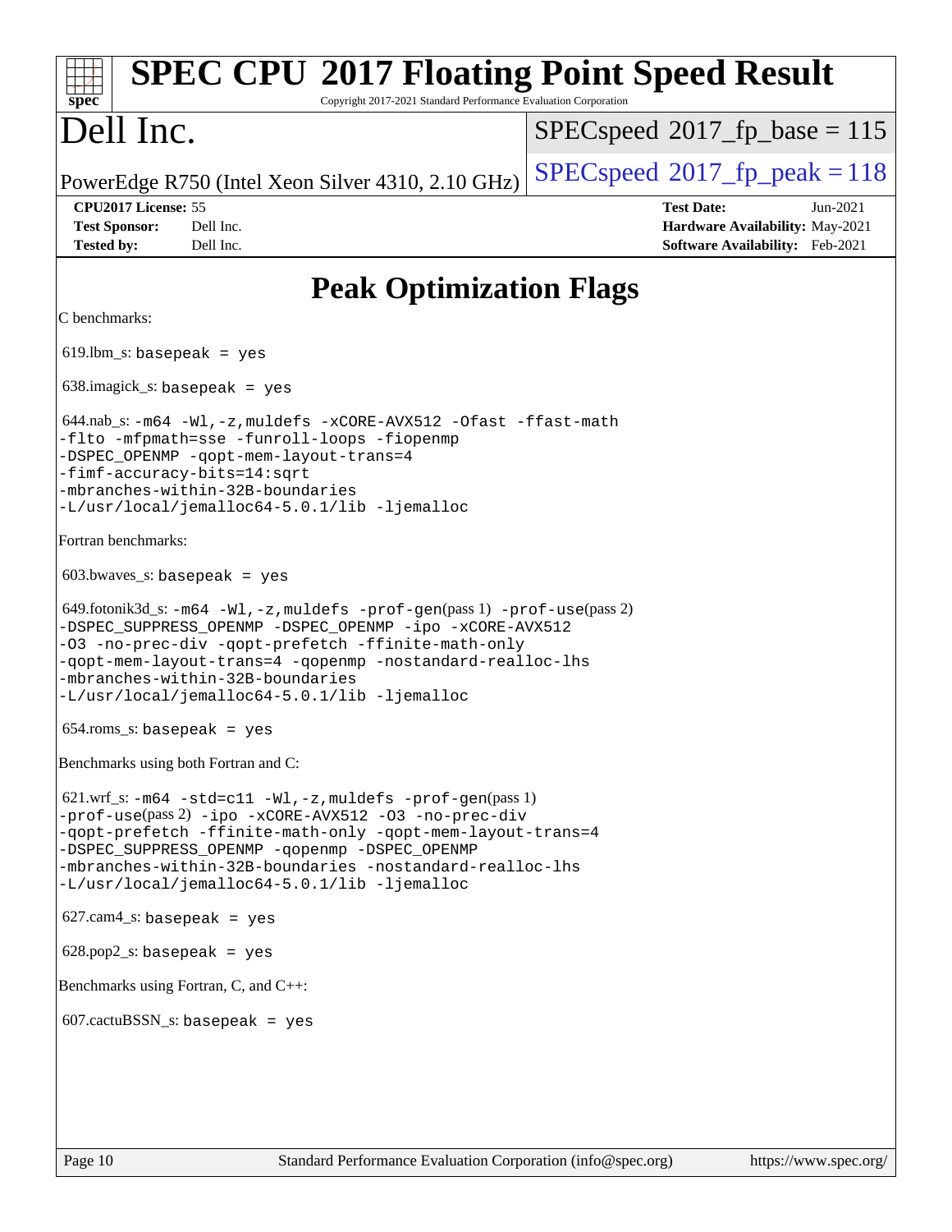# SPEC CPU 2017 Floating Point Speed Result

Copyright 2017-2021 Standard Performance Evaluation Corporation

# Dell Inc.

PowerEdge R750 (Intel Xeon Silver 4310, 2.10 GHz)

SPECspeed 2017_fp_base = 115

SPECspeed 2017_fp_peak = 118

**CPU2017 License:** 55
**Test Sponsor:** Dell Inc.
**Tested by:** Dell Inc.

**Test Date:** Jun-2021
**Hardware Availability:** May-2021
**Software Availability:** Feb-2021

## Peak Optimization Flags

C benchmarks:

619.lbm_s: `basepeak = yes`

638.imagick_s: `basepeak = yes`

644.nab_s:
```
-m64 -Wl,-z,muldefs -xCORE-AVX512 -Ofast -ffast-math
-flto -mfpmath=sse -funroll-loops -fiopenmp
-DSPEC_OPENMP -qopt-mem-layout-trans=4
-fimf-accuracy-bits=14:sqrt
-mbranches-within-32B-boundaries
-L/usr/local/jemalloc64-5.0.1/lib -ljemalloc
```

Fortran benchmarks:

603.bwaves_s: `basepeak = yes`

649.fotonik3d_s:
```
-m64 -Wl,-z,muldefs -prof-gen(pass 1) -prof-use(pass 2)
-DSPEC_SUPPRESS_OPENMP -DSPEC_OPENMP -ipo -xCORE-AVX512
-O3 -no-prec-div -qopt-prefetch -ffinite-math-only
-qopt-mem-layout-trans=4 -qopenmp -nostandard-realloc-lhs
-mbranches-within-32B-boundaries
-L/usr/local/jemalloc64-5.0.1/lib -ljemalloc
```

654.roms_s: `basepeak = yes`

Benchmarks using both Fortran and C:

621.wrf_s:
```
-m64 -std=c11 -Wl,-z,muldefs -prof-gen(pass 1)
-prof-use(pass 2) -ipo -xCORE-AVX512 -O3 -no-prec-div
-qopt-prefetch -ffinite-math-only -qopt-mem-layout-trans=4
-DSPEC_SUPPRESS_OPENMP -qopenmp -DSPEC_OPENMP
-mbranches-within-32B-boundaries -nostandard-realloc-lhs
-L/usr/local/jemalloc64-5.0.1/lib -ljemalloc
```

627.cam4_s: `basepeak = yes`

628.pop2_s: `basepeak = yes`

Benchmarks using Fortran, C, and C++:

607.cactuBSSN_s: `basepeak = yes`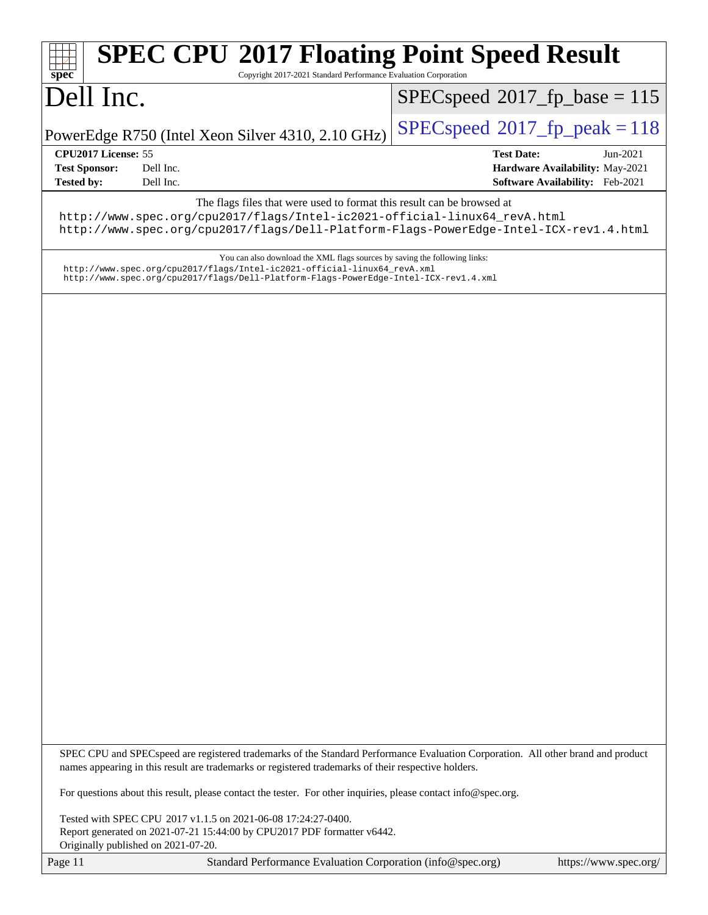# SPEC CPU 2017 Floating Point Speed Result

Copyright 2017-2021 Standard Performance Evaluation Corporation

# Dell Inc.

PowerEdge R750 (Intel Xeon Silver 4310, 2.10 GHz)

SPECspeed 2017_fp_base = 115

SPECspeed 2017_fp_peak = 118

**CPU2017 License:** 55
**Test Sponsor:** Dell Inc.
**Tested by:** Dell Inc.

**Test Date:** Jun-2021
**Hardware Availability:** May-2021
**Software Availability:** Feb-2021

The flags files that were used to format this result can be browsed at

http://www.spec.org/cpu2017/flags/Intel-ic2021-official-linux64_revA.html
http://www.spec.org/cpu2017/flags/Dell-Platform-Flags-PowerEdge-Intel-ICX-rev1.4.html

You can also download the XML flags sources by saving the following links:

http://www.spec.org/cpu2017/flags/Intel-ic2021-official-linux64_revA.xml
http://www.spec.org/cpu2017/flags/Dell-Platform-Flags-PowerEdge-Intel-ICX-rev1.4.xml

SPEC CPU and SPECspeed are registered trademarks of the Standard Performance Evaluation Corporation. All other brand and product names appearing in this result are trademarks or registered trademarks of their respective holders.

For questions about this result, please contact the tester. For other inquiries, please contact info@spec.org.

Tested with SPEC CPU 2017 v1.1.5 on 2021-06-08 17:24:27-0400.
Report generated on 2021-07-21 15:44:00 by CPU2017 PDF formatter v6442.
Originally published on 2021-07-20.